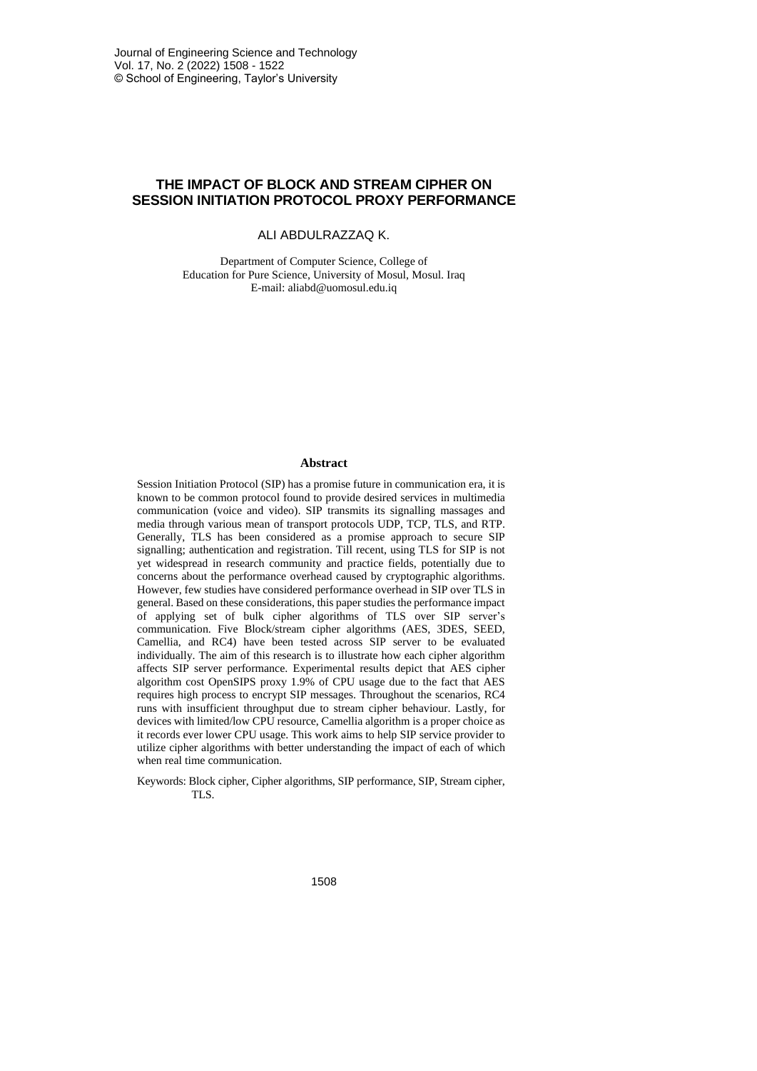# THE IMPACT OF BLOCK AND STREAM CIPHER ON SESSION INITIATION PROTOCOL PROXY PERFORMANCE

ALI ABDULRAZZAQ K.

Department of Computer Science, College of Education for Pure Science, University of Mosul, Mosul. Iraq
E-mail: aliabd@uomosul.edu.iq

## Abstract

Session Initiation Protocol (SIP) has a promise future in communication era, it is known to be common protocol found to provide desired services in multimedia communication (voice and video). SIP transmits its signalling massages and media through various mean of transport protocols UDP, TCP, TLS, and RTP. Generally, TLS has been considered as a promise approach to secure SIP signalling; authentication and registration. Till recent, using TLS for SIP is not yet widespread in research community and practice fields, potentially due to concerns about the performance overhead caused by cryptographic algorithms. However, few studies have considered performance overhead in SIP over TLS in general. Based on these considerations, this paper studies the performance impact of applying set of bulk cipher algorithms of TLS over SIP server's communication. Five Block/stream cipher algorithms (AES, 3DES, SEED, Camellia, and RC4) have been tested across SIP server to be evaluated individually. The aim of this research is to illustrate how each cipher algorithm affects SIP server performance. Experimental results depict that AES cipher algorithm cost OpenSIPS proxy 1.9% of CPU usage due to the fact that AES requires high process to encrypt SIP messages. Throughout the scenarios, RC4 runs with insufficient throughput due to stream cipher behaviour. Lastly, for devices with limited/low CPU resource, Camellia algorithm is a proper choice as it records ever lower CPU usage. This work aims to help SIP service provider to utilize cipher algorithms with better understanding the impact of each of which when real time communication.

Keywords: Block cipher, Cipher algorithms, SIP performance, SIP, Stream cipher, TLS.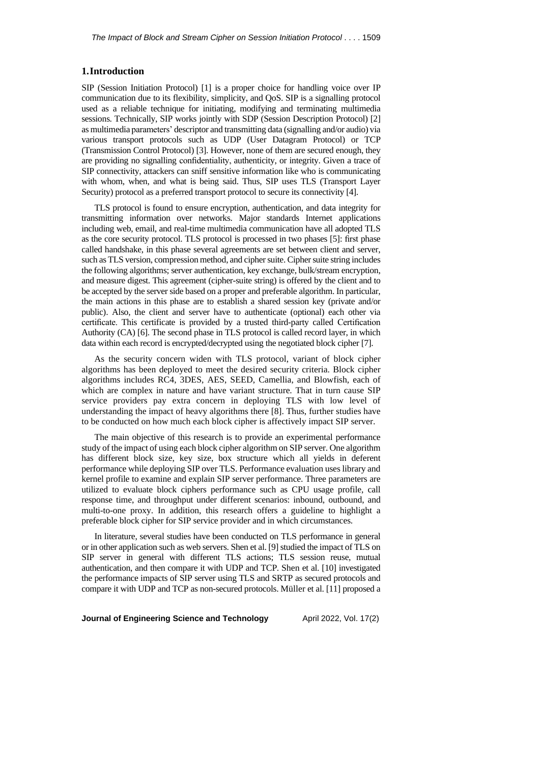## 1. Introduction

SIP (Session Initiation Protocol) [1] is a proper choice for handling voice over IP communication due to its flexibility, simplicity, and QoS. SIP is a signalling protocol used as a reliable technique for initiating, modifying and terminating multimedia sessions. Technically, SIP works jointly with SDP (Session Description Protocol) [2] as multimedia parameters' descriptor and transmitting data (signalling and/or audio) via various transport protocols such as UDP (User Datagram Protocol) or TCP (Transmission Control Protocol) [3]. However, none of them are secured enough, they are providing no signalling confidentiality, authenticity, or integrity. Given a trace of SIP connectivity, attackers can sniff sensitive information like who is communicating with whom, when, and what is being said. Thus, SIP uses TLS (Transport Layer Security) protocol as a preferred transport protocol to secure its connectivity [4].

TLS protocol is found to ensure encryption, authentication, and data integrity for transmitting information over networks. Major standards Internet applications including web, email, and real-time multimedia communication have all adopted TLS as the core security protocol. TLS protocol is processed in two phases [5]: first phase called handshake, in this phase several agreements are set between client and server, such as TLS version, compression method, and cipher suite. Cipher suite string includes the following algorithms; server authentication, key exchange, bulk/stream encryption, and measure digest. This agreement (cipher-suite string) is offered by the client and to be accepted by the server side based on a proper and preferable algorithm. In particular, the main actions in this phase are to establish a shared session key (private and/or public). Also, the client and server have to authenticate (optional) each other via certificate. This certificate is provided by a trusted third-party called Certification Authority (CA) [6]. The second phase in TLS protocol is called record layer, in which data within each record is encrypted/decrypted using the negotiated block cipher [7].

As the security concern widen with TLS protocol, variant of block cipher algorithms has been deployed to meet the desired security criteria. Block cipher algorithms includes RC4, 3DES, AES, SEED, Camellia, and Blowfish, each of which are complex in nature and have variant structure. That in turn cause SIP service providers pay extra concern in deploying TLS with low level of understanding the impact of heavy algorithms there [8]. Thus, further studies have to be conducted on how much each block cipher is affectively impact SIP server.

The main objective of this research is to provide an experimental performance study of the impact of using each block cipher algorithm on SIP server. One algorithm has different block size, key size, box structure which all yields in deferent performance while deploying SIP over TLS. Performance evaluation uses library and kernel profile to examine and explain SIP server performance. Three parameters are utilized to evaluate block ciphers performance such as CPU usage profile, call response time, and throughput under different scenarios: inbound, outbound, and multi-to-one proxy. In addition, this research offers a guideline to highlight a preferable block cipher for SIP service provider and in which circumstances.

In literature, several studies have been conducted on TLS performance in general or in other application such as web servers. Shen et al. [9] studied the impact of TLS on SIP server in general with different TLS actions; TLS session reuse, mutual authentication, and then compare it with UDP and TCP. Shen et al. [10] investigated the performance impacts of SIP server using TLS and SRTP as secured protocols and compare it with UDP and TCP as non-secured protocols. Müller et al. [11] proposed a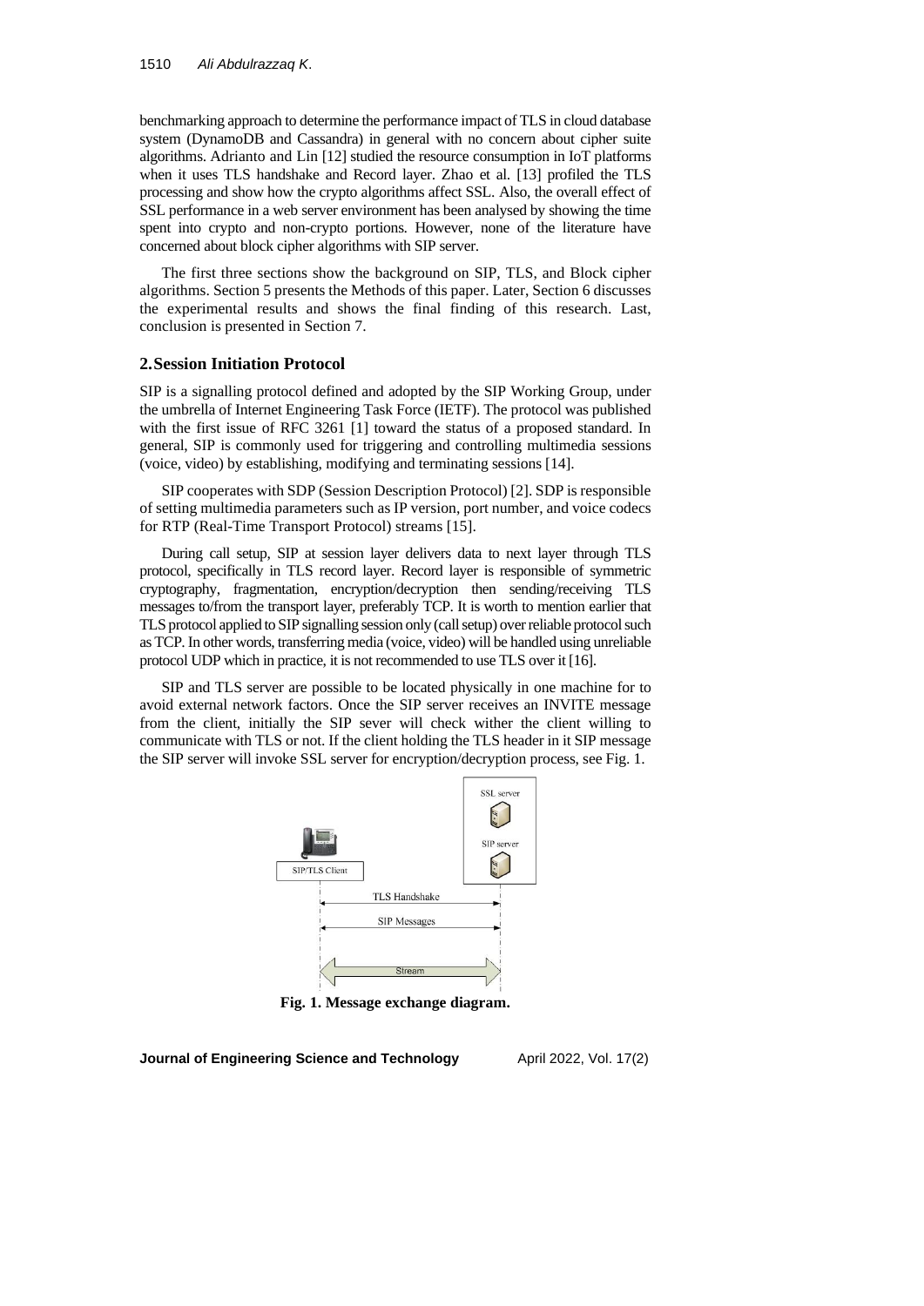benchmarking approach to determine the performance impact of TLS in cloud database system (DynamoDB and Cassandra) in general with no concern about cipher suite algorithms. Adrianto and Lin [12] studied the resource consumption in IoT platforms when it uses TLS handshake and Record layer. Zhao et al. [13] profiled the TLS processing and show how the crypto algorithms affect SSL. Also, the overall effect of SSL performance in a web server environment has been analysed by showing the time spent into crypto and non-crypto portions. However, none of the literature have concerned about block cipher algorithms with SIP server.

The first three sections show the background on SIP, TLS, and Block cipher algorithms. Section 5 presents the Methods of this paper. Later, Section 6 discusses the experimental results and shows the final finding of this research. Last, conclusion is presented in Section 7.

## 2. Session Initiation Protocol

SIP is a signalling protocol defined and adopted by the SIP Working Group, under the umbrella of Internet Engineering Task Force (IETF). The protocol was published with the first issue of RFC 3261 [1] toward the status of a proposed standard. In general, SIP is commonly used for triggering and controlling multimedia sessions (voice, video) by establishing, modifying and terminating sessions [14].

SIP cooperates with SDP (Session Description Protocol) [2]. SDP is responsible of setting multimedia parameters such as IP version, port number, and voice codecs for RTP (Real-Time Transport Protocol) streams [15].

During call setup, SIP at session layer delivers data to next layer through TLS protocol, specifically in TLS record layer. Record layer is responsible of symmetric cryptography, fragmentation, encryption/decryption then sending/receiving TLS messages to/from the transport layer, preferably TCP. It is worth to mention earlier that TLS protocol applied to SIP signalling session only (call setup) over reliable protocol such as TCP. In other words, transferring media (voice, video) will be handled using unreliable protocol UDP which in practice, it is not recommended to use TLS over it [16].

SIP and TLS server are possible to be located physically in one machine for to avoid external network factors. Once the SIP server receives an INVITE message from the client, initially the SIP sever will check wither the client willing to communicate with TLS or not. If the client holding the TLS header in it SIP message the SIP server will invoke SSL server for encryption/decryption process, see Fig. 1.

**Fig. 1. Message exchange diagram.**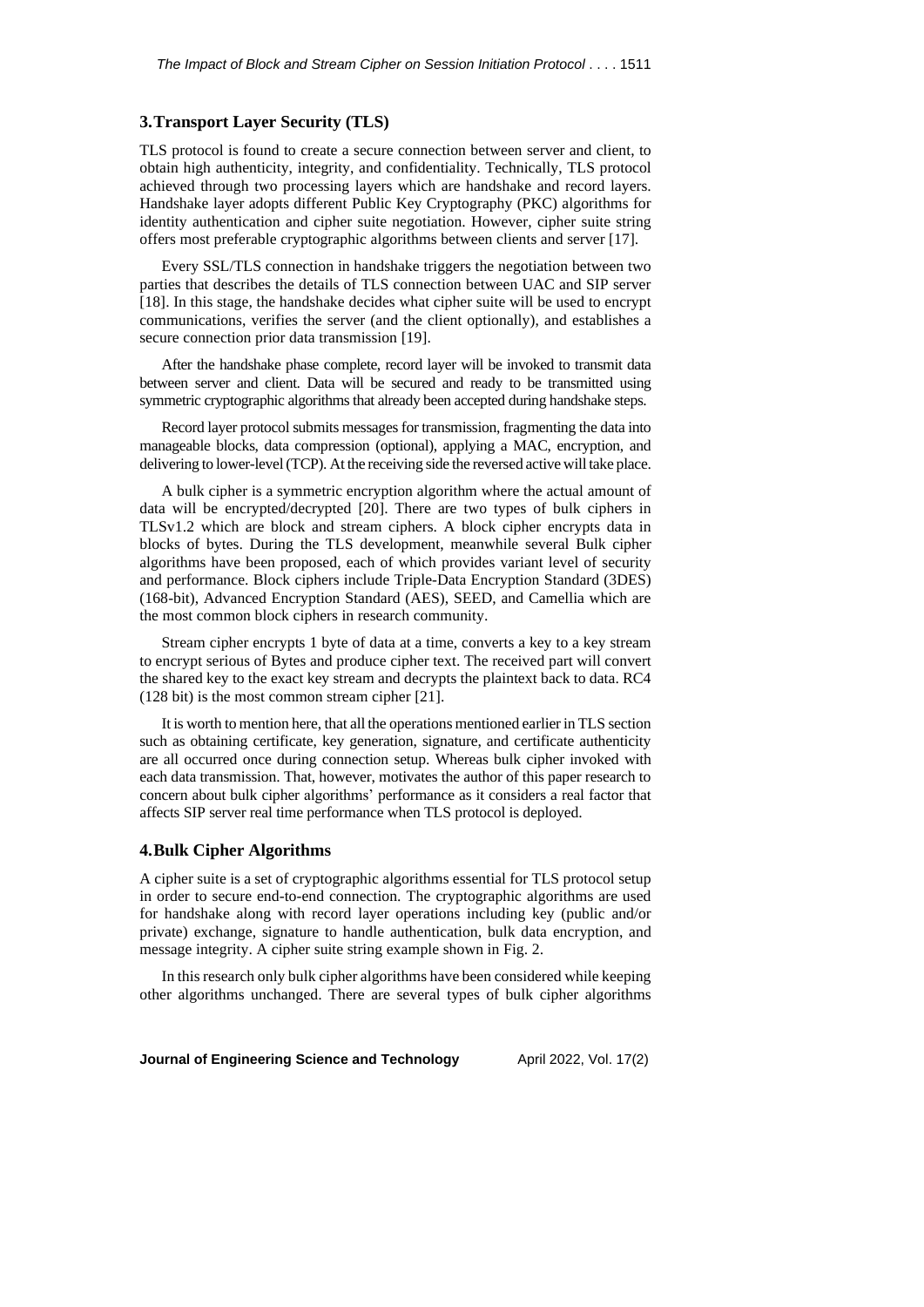## 3. Transport Layer Security (TLS)

TLS protocol is found to create a secure connection between server and client, to obtain high authenticity, integrity, and confidentiality. Technically, TLS protocol achieved through two processing layers which are handshake and record layers. Handshake layer adopts different Public Key Cryptography (PKC) algorithms for identity authentication and cipher suite negotiation. However, cipher suite string offers most preferable cryptographic algorithms between clients and server [17].

Every SSL/TLS connection in handshake triggers the negotiation between two parties that describes the details of TLS connection between UAC and SIP server [18]. In this stage, the handshake decides what cipher suite will be used to encrypt communications, verifies the server (and the client optionally), and establishes a secure connection prior data transmission [19].

After the handshake phase complete, record layer will be invoked to transmit data between server and client. Data will be secured and ready to be transmitted using symmetric cryptographic algorithms that already been accepted during handshake steps.

Record layer protocol submits messages for transmission, fragmenting the data into manageable blocks, data compression (optional), applying a MAC, encryption, and delivering to lower-level (TCP). At the receiving side the reversed active will take place.

A bulk cipher is a symmetric encryption algorithm where the actual amount of data will be encrypted/decrypted [20]. There are two types of bulk ciphers in TLSv1.2 which are block and stream ciphers. A block cipher encrypts data in blocks of bytes. During the TLS development, meanwhile several Bulk cipher algorithms have been proposed, each of which provides variant level of security and performance. Block ciphers include Triple-Data Encryption Standard (3DES) (168-bit), Advanced Encryption Standard (AES), SEED, and Camellia which are the most common block ciphers in research community.

Stream cipher encrypts 1 byte of data at a time, converts a key to a key stream to encrypt serious of Bytes and produce cipher text. The received part will convert the shared key to the exact key stream and decrypts the plaintext back to data. RC4 (128 bit) is the most common stream cipher [21].

It is worth to mention here, that all the operations mentioned earlier in TLS section such as obtaining certificate, key generation, signature, and certificate authenticity are all occurred once during connection setup. Whereas bulk cipher invoked with each data transmission. That, however, motivates the author of this paper research to concern about bulk cipher algorithms' performance as it considers a real factor that affects SIP server real time performance when TLS protocol is deployed.

## 4. Bulk Cipher Algorithms

A cipher suite is a set of cryptographic algorithms essential for TLS protocol setup in order to secure end-to-end connection. The cryptographic algorithms are used for handshake along with record layer operations including key (public and/or private) exchange, signature to handle authentication, bulk data encryption, and message integrity. A cipher suite string example shown in Fig. 2.

In this research only bulk cipher algorithms have been considered while keeping other algorithms unchanged. There are several types of bulk cipher algorithms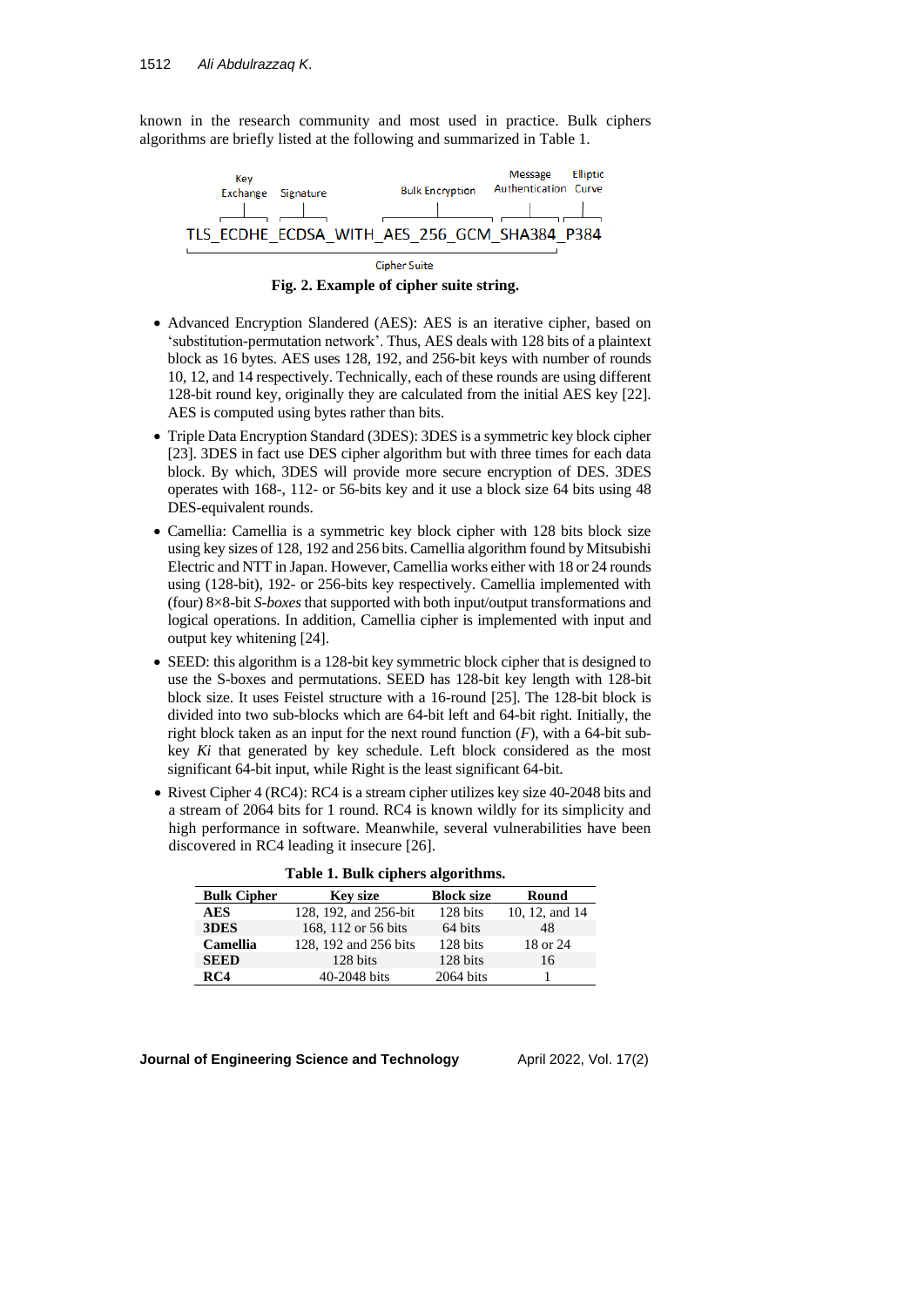known in the research community and most used in practice. Bulk ciphers algorithms are briefly listed at the following and summarized in Table 1.

```
 Key                                             Message        Elliptic
 Exchange  Signature        Bulk Encryption      Authentication Curve

TLS_ECDHE_ECDSA_WITH_AES_256_GCM_SHA384_P384

                    Cipher Suite
```

**Fig. 2. Example of cipher suite string.**

- Advanced Encryption Slandered (AES): AES is an iterative cipher, based on 'substitution-permutation network'. Thus, AES deals with 128 bits of a plaintext block as 16 bytes. AES uses 128, 192, and 256-bit keys with number of rounds 10, 12, and 14 respectively. Technically, each of these rounds are using different 128-bit round key, originally they are calculated from the initial AES key [22]. AES is computed using bytes rather than bits.
- Triple Data Encryption Standard (3DES): 3DES is a symmetric key block cipher [23]. 3DES in fact use DES cipher algorithm but with three times for each data block. By which, 3DES will provide more secure encryption of DES. 3DES operates with 168-, 112- or 56-bits key and it use a block size 64 bits using 48 DES-equivalent rounds.
- Camellia: Camellia is a symmetric key block cipher with 128 bits block size using key sizes of 128, 192 and 256 bits. Camellia algorithm found by Mitsubishi Electric and NTT in Japan. However, Camellia works either with 18 or 24 rounds using (128-bit), 192- or 256-bits key respectively. Camellia implemented with (four) 8×8-bit *S-boxes* that supported with both input/output transformations and logical operations. In addition, Camellia cipher is implemented with input and output key whitening [24].
- SEED: this algorithm is a 128-bit key symmetric block cipher that is designed to use the S-boxes and permutations. SEED has 128-bit key length with 128-bit block size. It uses Feistel structure with a 16-round [25]. The 128-bit block is divided into two sub-blocks which are 64-bit left and 64-bit right. Initially, the right block taken as an input for the next round function (*F*), with a 64-bit sub-key *Ki* that generated by key schedule. Left block considered as the most significant 64-bit input, while Right is the least significant 64-bit.
- Rivest Cipher 4 (RC4): RC4 is a stream cipher utilizes key size 40-2048 bits and a stream of 2064 bits for 1 round. RC4 is known wildly for its simplicity and high performance in software. Meanwhile, several vulnerabilities have been discovered in RC4 leading it insecure [26].

**Table 1. Bulk ciphers algorithms.**

| Bulk Cipher | Key size | Block size | Round |
|---|---|---|---|
| **AES** | 128, 192, and 256-bit | 128 bits | 10, 12, and 14 |
| **3DES** | 168, 112 or 56 bits | 64 bits | 48 |
| **Camellia** | 128, 192 and 256 bits | 128 bits | 18 or 24 |
| **SEED** | 128 bits | 128 bits | 16 |
| **RC4** | 40-2048 bits | 2064 bits | 1 |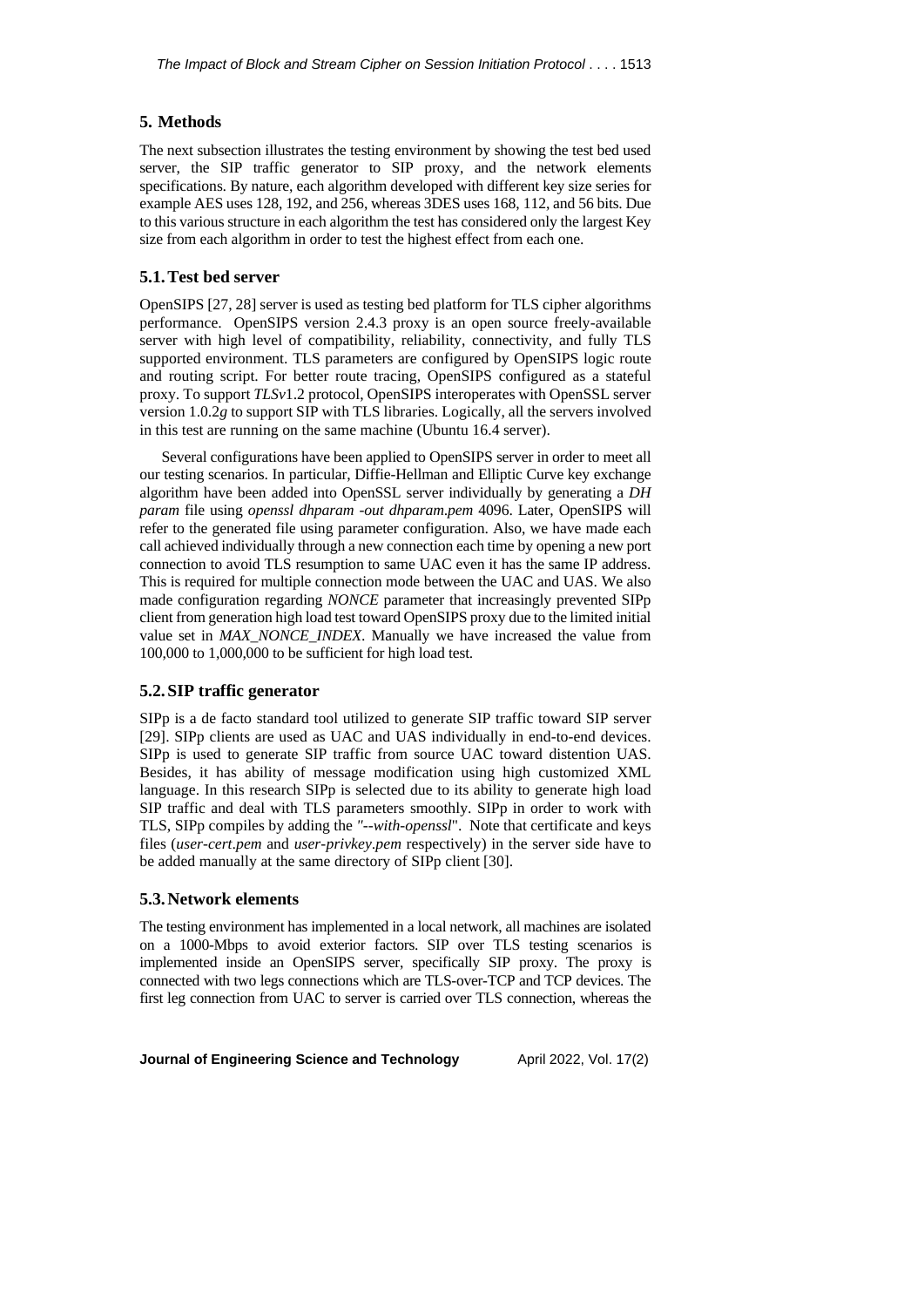## 5. Methods

The next subsection illustrates the testing environment by showing the test bed used server, the SIP traffic generator to SIP proxy, and the network elements specifications. By nature, each algorithm developed with different key size series for example AES uses 128, 192, and 256, whereas 3DES uses 168, 112, and 56 bits. Due to this various structure in each algorithm the test has considered only the largest Key size from each algorithm in order to test the highest effect from each one.

### 5.1. Test bed server

OpenSIPS [27, 28] server is used as testing bed platform for TLS cipher algorithms performance. OpenSIPS version 2.4.3 proxy is an open source freely-available server with high level of compatibility, reliability, connectivity, and fully TLS supported environment. TLS parameters are configured by OpenSIPS logic route and routing script. For better route tracing, OpenSIPS configured as a stateful proxy. To support *TLSv*1.2 protocol, OpenSIPS interoperates with OpenSSL server version 1.0.2*g* to support SIP with TLS libraries. Logically, all the servers involved in this test are running on the same machine (Ubuntu 16.4 server).

Several configurations have been applied to OpenSIPS server in order to meet all our testing scenarios. In particular, Diffie-Hellman and Elliptic Curve key exchange algorithm have been added into OpenSSL server individually by generating a *DH param* file using *openssl dhparam -out dhparam.pem* 4096. Later, OpenSIPS will refer to the generated file using parameter configuration. Also, we have made each call achieved individually through a new connection each time by opening a new port connection to avoid TLS resumption to same UAC even it has the same IP address. This is required for multiple connection mode between the UAC and UAS. We also made configuration regarding *NONCE* parameter that increasingly prevented SIPp client from generation high load test toward OpenSIPS proxy due to the limited initial value set in *MAX_NONCE_INDEX*. Manually we have increased the value from 100,000 to 1,000,000 to be sufficient for high load test.

### 5.2. SIP traffic generator

SIPp is a de facto standard tool utilized to generate SIP traffic toward SIP server [29]. SIPp clients are used as UAC and UAS individually in end-to-end devices. SIPp is used to generate SIP traffic from source UAC toward distention UAS. Besides, it has ability of message modification using high customized XML language. In this research SIPp is selected due to its ability to generate high load SIP traffic and deal with TLS parameters smoothly. SIPp in order to work with TLS, SIPp compiles by adding the *"--with-openssl*". Note that certificate and keys files (*user-cert.pem* and *user-privkey.pem* respectively) in the server side have to be added manually at the same directory of SIPp client [30].

### 5.3. Network elements

The testing environment has implemented in a local network, all machines are isolated on a 1000-Mbps to avoid exterior factors. SIP over TLS testing scenarios is implemented inside an OpenSIPS server, specifically SIP proxy. The proxy is connected with two legs connections which are TLS-over-TCP and TCP devices. The first leg connection from UAC to server is carried over TLS connection, whereas the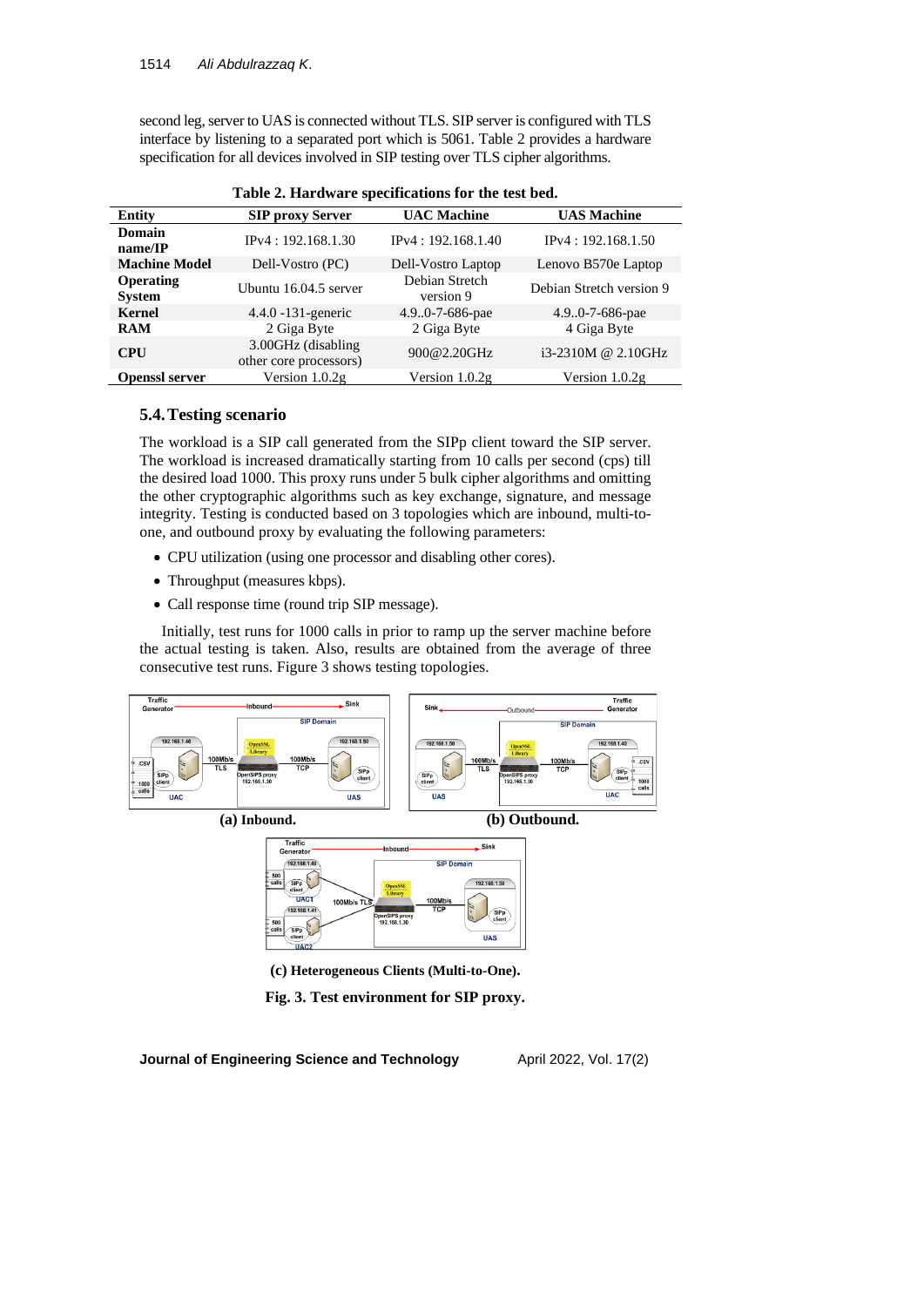second leg, server to UAS is connected without TLS. SIP server is configured with TLS interface by listening to a separated port which is 5061. Table 2 provides a hardware specification for all devices involved in SIP testing over TLS cipher algorithms.

**Table 2. Hardware specifications for the test bed.**

| Entity | SIP proxy Server | UAC Machine | UAS Machine |
|---|---|---|---|
| **Domain name/IP** | IPv4 : 192.168.1.30 | IPv4 : 192.168.1.40 | IPv4 : 192.168.1.50 |
| **Machine Model** | Dell-Vostro (PC) | Dell-Vostro Laptop | Lenovo B570e Laptop |
| **Operating System** | Ubuntu 16.04.5 server | Debian Stretch version 9 | Debian Stretch version 9 |
| **Kernel** | 4.4.0 -131-generic | 4.9..0-7-686-pae | 4.9..0-7-686-pae |
| **RAM** | 2 Giga Byte | 2 Giga Byte | 4 Giga Byte |
| **CPU** | 3.00GHz (disabling other core processors) | 900@2.20GHz | i3-2310M @ 2.10GHz |
| **Openssl server** | Version 1.0.2g | Version 1.0.2g | Version 1.0.2g |

### 5.4. Testing scenario

The workload is a SIP call generated from the SIPp client toward the SIP server. The workload is increased dramatically starting from 10 calls per second (cps) till the desired load 1000. This proxy runs under 5 bulk cipher algorithms and omitting the other cryptographic algorithms such as key exchange, signature, and message integrity. Testing is conducted based on 3 topologies which are inbound, multi-to-one, and outbound proxy by evaluating the following parameters:

- CPU utilization (using one processor and disabling other cores).
- Throughput (measures kbps).
- Call response time (round trip SIP message).

Initially, test runs for 1000 calls in prior to ramp up the server machine before the actual testing is taken. Also, results are obtained from the average of three consecutive test runs. Figure 3 shows testing topologies.

**(a) Inbound.**

**(b) Outbound.**

**(c) Heterogeneous Clients (Multi-to-One).**

**Fig. 3. Test environment for SIP proxy.**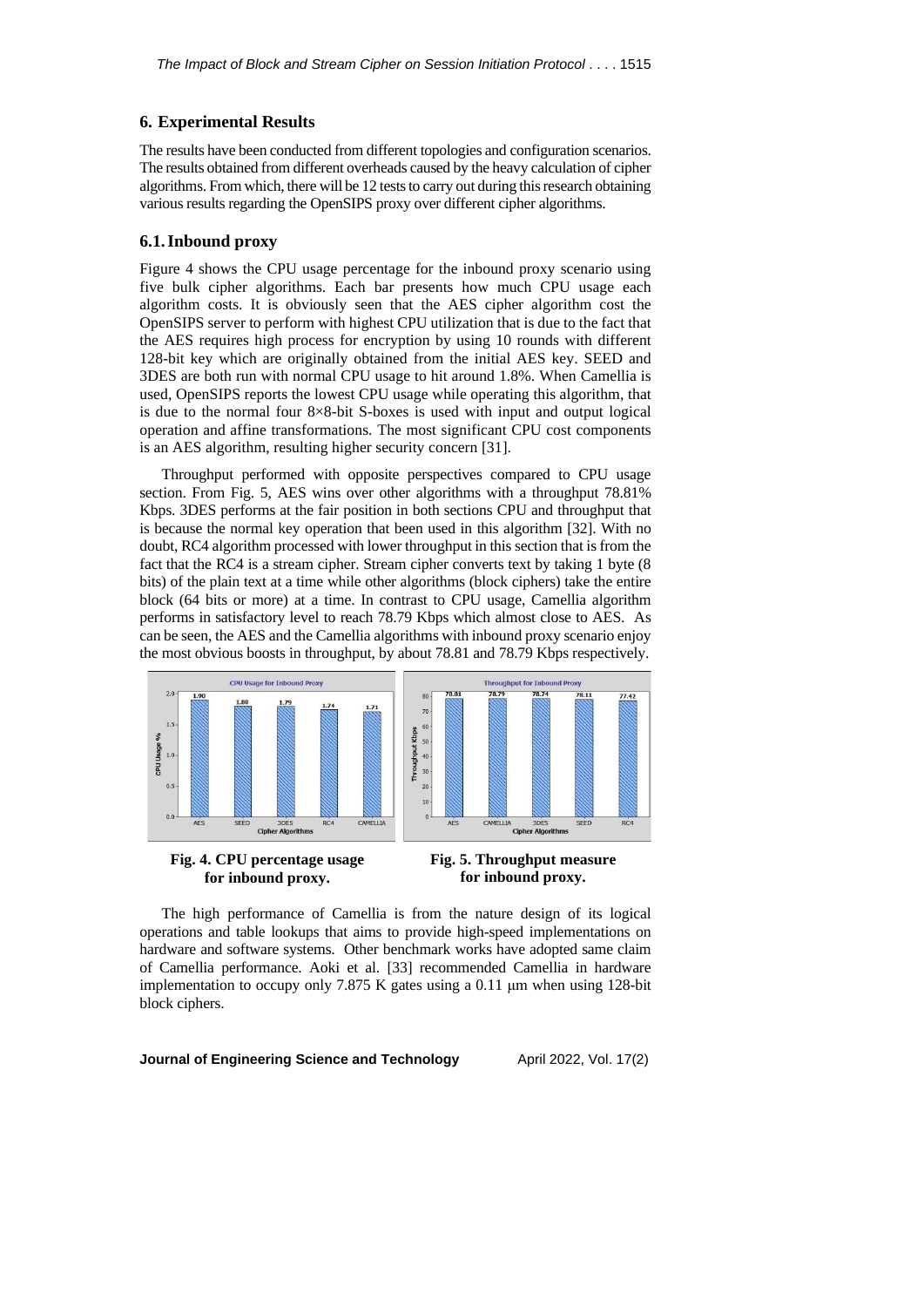## 6. Experimental Results

The results have been conducted from different topologies and configuration scenarios. The results obtained from different overheads caused by the heavy calculation of cipher algorithms. From which, there will be 12 tests to carry out during this research obtaining various results regarding the OpenSIPS proxy over different cipher algorithms.

### 6.1. Inbound proxy

Figure 4 shows the CPU usage percentage for the inbound proxy scenario using five bulk cipher algorithms. Each bar presents how much CPU usage each algorithm costs. It is obviously seen that the AES cipher algorithm cost the OpenSIPS server to perform with highest CPU utilization that is due to the fact that the AES requires high process for encryption by using 10 rounds with different 128-bit key which are originally obtained from the initial AES key. SEED and 3DES are both run with normal CPU usage to hit around 1.8%. When Camellia is used, OpenSIPS reports the lowest CPU usage while operating this algorithm, that is due to the normal four 8×8-bit S-boxes is used with input and output logical operation and affine transformations. The most significant CPU cost components is an AES algorithm, resulting higher security concern [31].

Throughput performed with opposite perspectives compared to CPU usage section. From Fig. 5, AES wins over other algorithms with a throughput 78.81% Kbps. 3DES performs at the fair position in both sections CPU and throughput that is because the normal key operation that been used in this algorithm [32]. With no doubt, RC4 algorithm processed with lower throughput in this section that is from the fact that the RC4 is a stream cipher. Stream cipher converts text by taking 1 byte (8 bits) of the plain text at a time while other algorithms (block ciphers) take the entire block (64 bits or more) at a time. In contrast to CPU usage, Camellia algorithm performs in satisfactory level to reach 78.79 Kbps which almost close to AES. As can be seen, the AES and the Camellia algorithms with inbound proxy scenario enjoy the most obvious boosts in throughput, by about 78.81 and 78.79 Kbps respectively.

**Fig. 4. CPU percentage usage for inbound proxy.**

**Fig. 5. Throughput measure for inbound proxy.**

The high performance of Camellia is from the nature design of its logical operations and table lookups that aims to provide high-speed implementations on hardware and software systems. Other benchmark works have adopted same claim of Camellia performance. Aoki et al. [33] recommended Camellia in hardware implementation to occupy only 7.875 K gates using a 0.11 μm when using 128-bit block ciphers.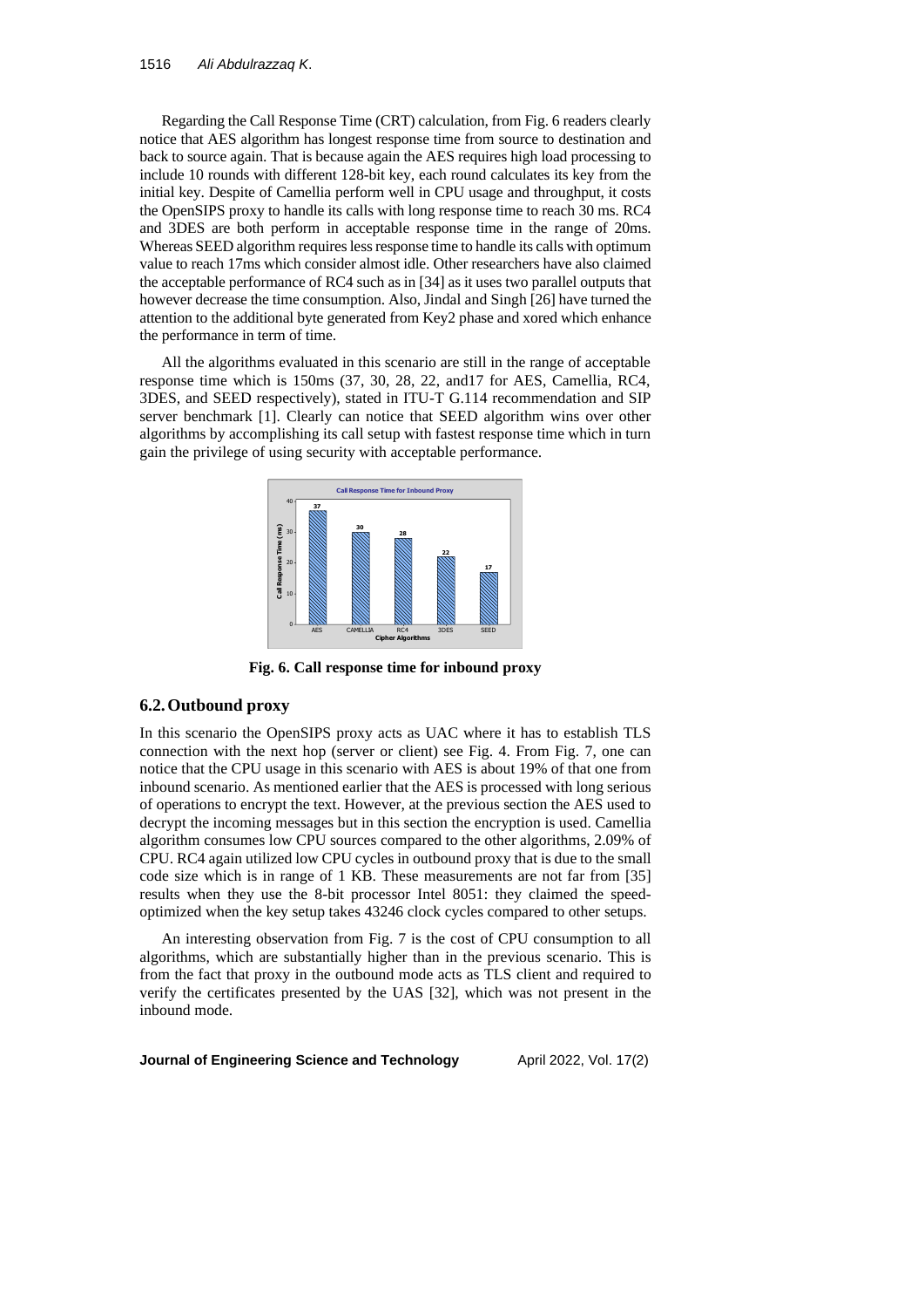Regarding the Call Response Time (CRT) calculation, from Fig. 6 readers clearly notice that AES algorithm has longest response time from source to destination and back to source again. That is because again the AES requires high load processing to include 10 rounds with different 128-bit key, each round calculates its key from the initial key. Despite of Camellia perform well in CPU usage and throughput, it costs the OpenSIPS proxy to handle its calls with long response time to reach 30 ms. RC4 and 3DES are both perform in acceptable response time in the range of 20ms. Whereas SEED algorithm requires less response time to handle its calls with optimum value to reach 17ms which consider almost idle. Other researchers have also claimed the acceptable performance of RC4 such as in [34] as it uses two parallel outputs that however decrease the time consumption. Also, Jindal and Singh [26] have turned the attention to the additional byte generated from Key2 phase and xored which enhance the performance in term of time.

All the algorithms evaluated in this scenario are still in the range of acceptable response time which is 150ms (37, 30, 28, 22, and17 for AES, Camellia, RC4, 3DES, and SEED respectively), stated in ITU-T G.114 recommendation and SIP server benchmark [1]. Clearly can notice that SEED algorithm wins over other algorithms by accomplishing its call setup with fastest response time which in turn gain the privilege of using security with acceptable performance.

**Fig. 6. Call response time for inbound proxy**

## 6.2. Outbound proxy

In this scenario the OpenSIPS proxy acts as UAC where it has to establish TLS connection with the next hop (server or client) see Fig. 4. From Fig. 7, one can notice that the CPU usage in this scenario with AES is about 19% of that one from inbound scenario. As mentioned earlier that the AES is processed with long serious of operations to encrypt the text. However, at the previous section the AES used to decrypt the incoming messages but in this section the encryption is used. Camellia algorithm consumes low CPU sources compared to the other algorithms, 2.09% of CPU. RC4 again utilized low CPU cycles in outbound proxy that is due to the small code size which is in range of 1 KB. These measurements are not far from [35] results when they use the 8-bit processor Intel 8051: they claimed the speed-optimized when the key setup takes 43246 clock cycles compared to other setups.

An interesting observation from Fig. 7 is the cost of CPU consumption to all algorithms, which are substantially higher than in the previous scenario. This is from the fact that proxy in the outbound mode acts as TLS client and required to verify the certificates presented by the UAS [32], which was not present in the inbound mode.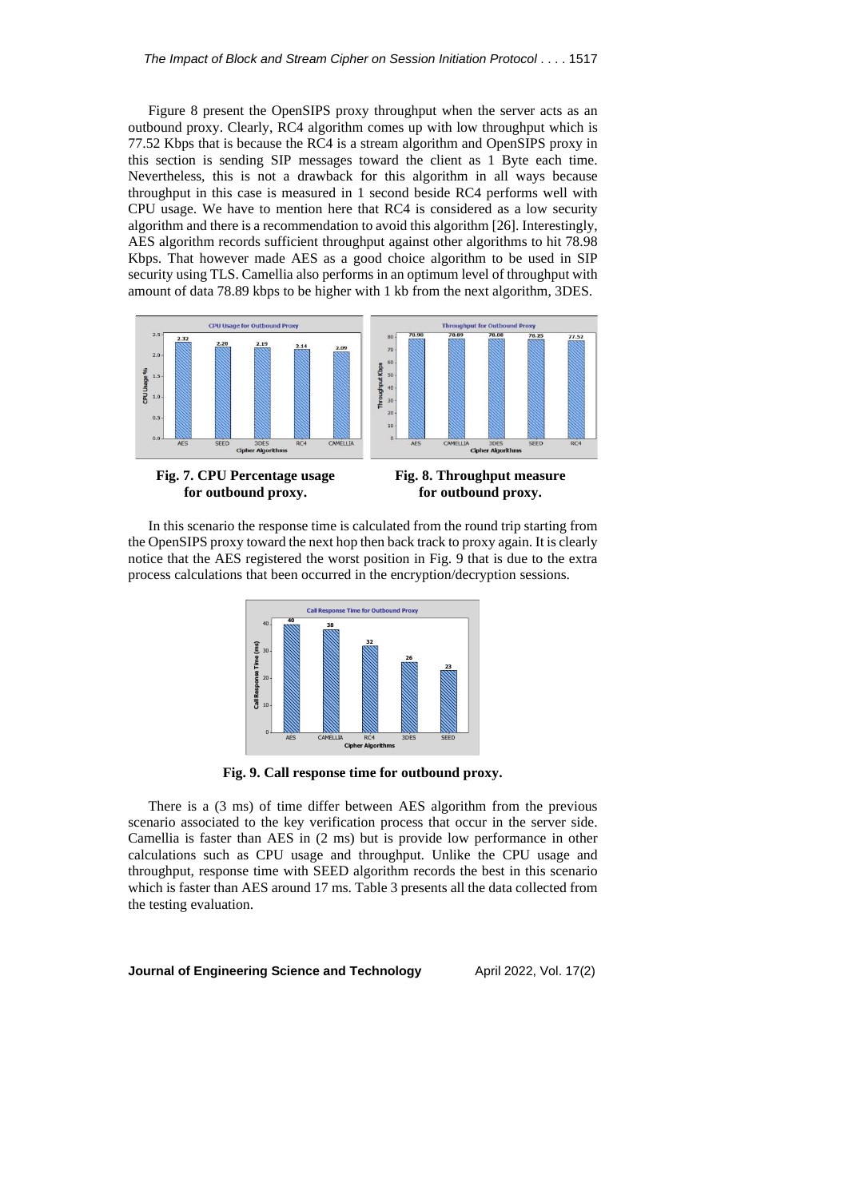Figure 8 present the OpenSIPS proxy throughput when the server acts as an outbound proxy. Clearly, RC4 algorithm comes up with low throughput which is 77.52 Kbps that is because the RC4 is a stream algorithm and OpenSIPS proxy in this section is sending SIP messages toward the client as 1 Byte each time. Nevertheless, this is not a drawback for this algorithm in all ways because throughput in this case is measured in 1 second beside RC4 performs well with CPU usage. We have to mention here that RC4 is considered as a low security algorithm and there is a recommendation to avoid this algorithm [26]. Interestingly, AES algorithm records sufficient throughput against other algorithms to hit 78.98 Kbps. That however made AES as a good choice algorithm to be used in SIP security using TLS. Camellia also performs in an optimum level of throughput with amount of data 78.89 kbps to be higher with 1 kb from the next algorithm, 3DES.

**Fig. 7. CPU Percentage usage for outbound proxy.**

**Fig. 8. Throughput measure for outbound proxy.**

In this scenario the response time is calculated from the round trip starting from the OpenSIPS proxy toward the next hop then back track to proxy again. It is clearly notice that the AES registered the worst position in Fig. 9 that is due to the extra process calculations that been occurred in the encryption/decryption sessions.

**Fig. 9. Call response time for outbound proxy.**

There is a (3 ms) of time differ between AES algorithm from the previous scenario associated to the key verification process that occur in the server side. Camellia is faster than AES in (2 ms) but is provide low performance in other calculations such as CPU usage and throughput. Unlike the CPU usage and throughput, response time with SEED algorithm records the best in this scenario which is faster than AES around 17 ms. Table 3 presents all the data collected from the testing evaluation.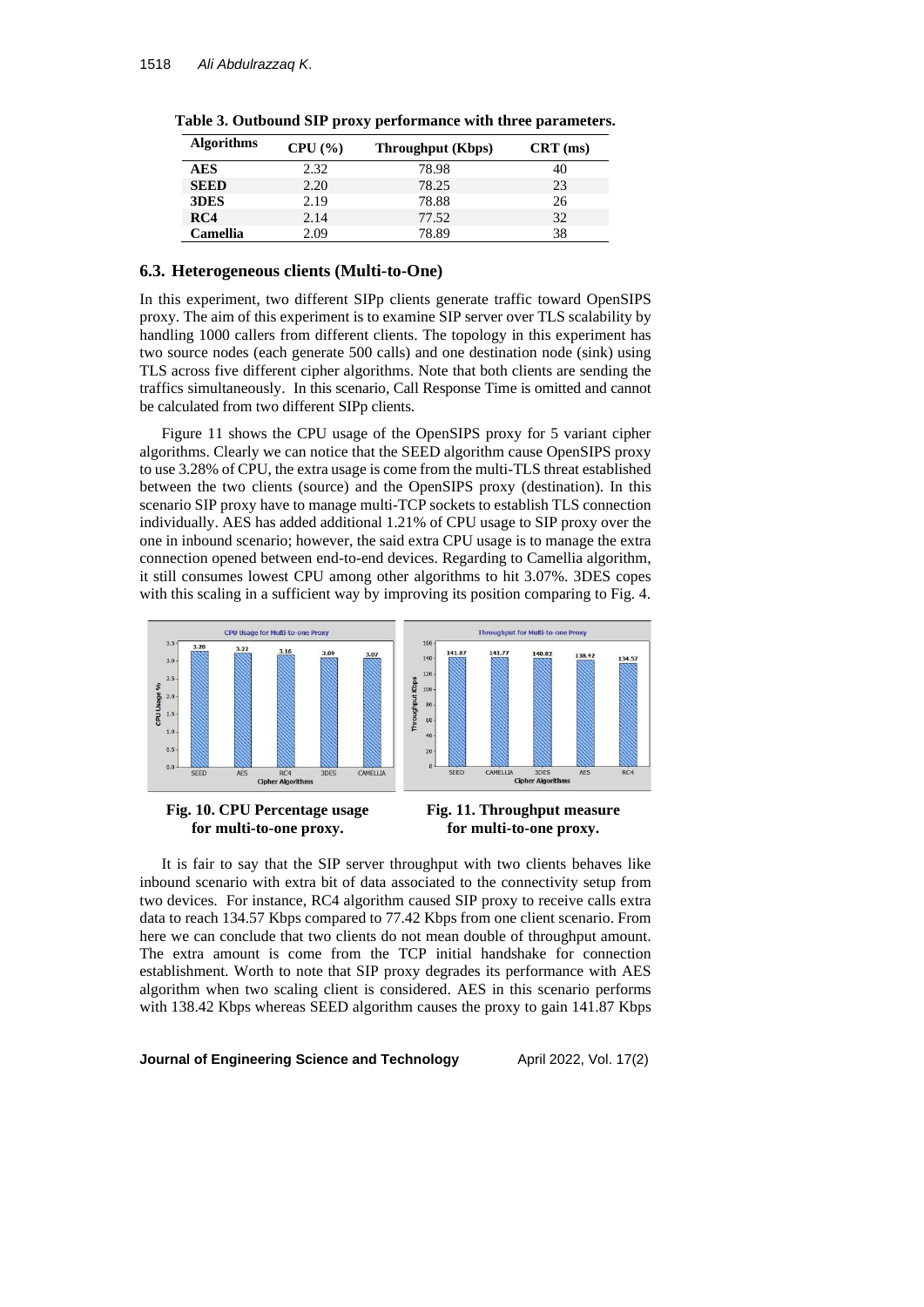**Table 3. Outbound SIP proxy performance with three parameters.**

| Algorithms | CPU (%) | Throughput (Kbps) | CRT (ms) |
|---|---|---|---|
| **AES** | 2.32 | 78.98 | 40 |
| **SEED** | 2.20 | 78.25 | 23 |
| **3DES** | 2.19 | 78.88 | 26 |
| **RC4** | 2.14 | 77.52 | 32 |
| **Camellia** | 2.09 | 78.89 | 38 |

### 6.3. Heterogeneous clients (Multi-to-One)

In this experiment, two different SIPp clients generate traffic toward OpenSIPS proxy. The aim of this experiment is to examine SIP server over TLS scalability by handling 1000 callers from different clients. The topology in this experiment has two source nodes (each generate 500 calls) and one destination node (sink) using TLS across five different cipher algorithms. Note that both clients are sending the traffics simultaneously. In this scenario, Call Response Time is omitted and cannot be calculated from two different SIPp clients.

Figure 11 shows the CPU usage of the OpenSIPS proxy for 5 variant cipher algorithms. Clearly we can notice that the SEED algorithm cause OpenSIPS proxy to use 3.28% of CPU, the extra usage is come from the multi-TLS threat established between the two clients (source) and the OpenSIPS proxy (destination). In this scenario SIP proxy have to manage multi-TCP sockets to establish TLS connection individually. AES has added additional 1.21% of CPU usage to SIP proxy over the one in inbound scenario; however, the said extra CPU usage is to manage the extra connection opened between end-to-end devices. Regarding to Camellia algorithm, it still consumes lowest CPU among other algorithms to hit 3.07%. 3DES copes with this scaling in a sufficient way by improving its position comparing to Fig. 4.

**Fig. 10. CPU Percentage usage for multi-to-one proxy.**

**Fig. 11. Throughput measure for multi-to-one proxy.**

It is fair to say that the SIP server throughput with two clients behaves like inbound scenario with extra bit of data associated to the connectivity setup from two devices. For instance, RC4 algorithm caused SIP proxy to receive calls extra data to reach 134.57 Kbps compared to 77.42 Kbps from one client scenario. From here we can conclude that two clients do not mean double of throughput amount. The extra amount is come from the TCP initial handshake for connection establishment. Worth to note that SIP proxy degrades its performance with AES algorithm when two scaling client is considered. AES in this scenario performs with 138.42 Kbps whereas SEED algorithm causes the proxy to gain 141.87 Kbps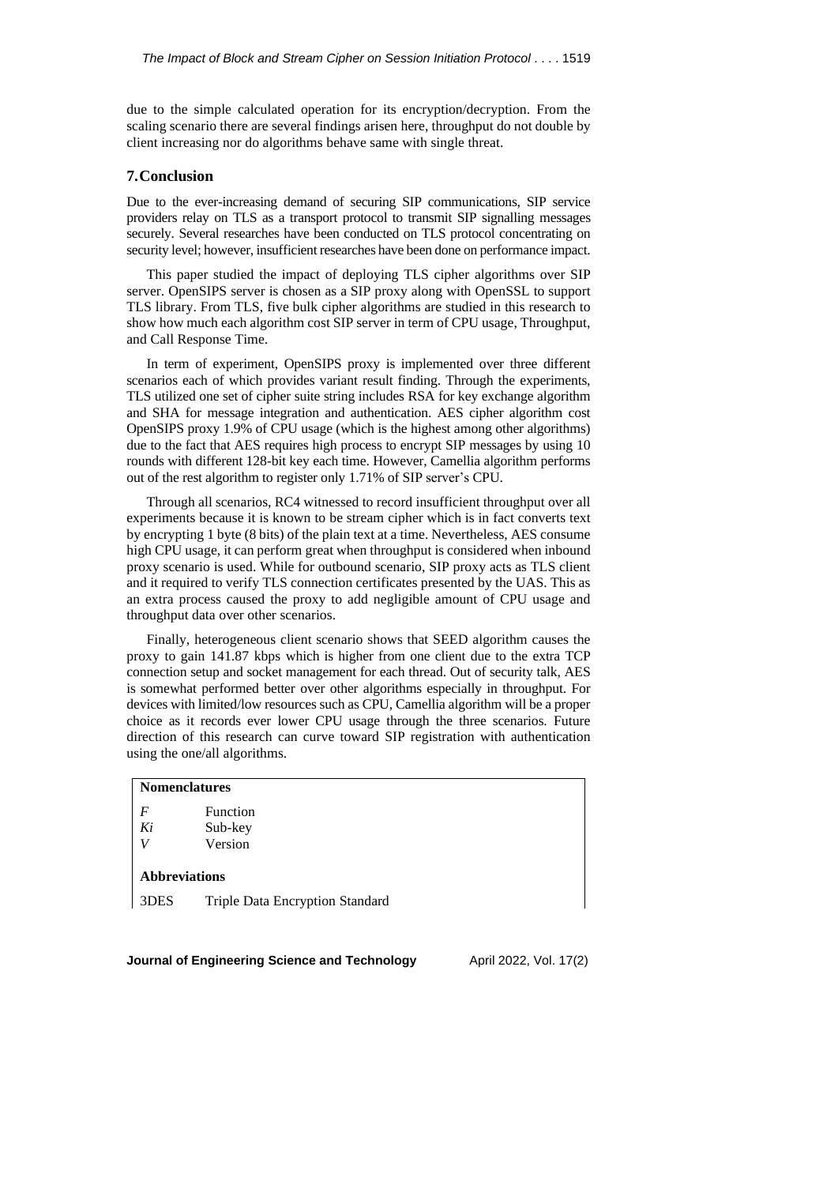due to the simple calculated operation for its encryption/decryption. From the scaling scenario there are several findings arisen here, throughput do not double by client increasing nor do algorithms behave same with single threat.

## 7. Conclusion

Due to the ever-increasing demand of securing SIP communications, SIP service providers relay on TLS as a transport protocol to transmit SIP signalling messages securely. Several researches have been conducted on TLS protocol concentrating on security level; however, insufficient researches have been done on performance impact.

This paper studied the impact of deploying TLS cipher algorithms over SIP server. OpenSIPS server is chosen as a SIP proxy along with OpenSSL to support TLS library. From TLS, five bulk cipher algorithms are studied in this research to show how much each algorithm cost SIP server in term of CPU usage, Throughput, and Call Response Time.

In term of experiment, OpenSIPS proxy is implemented over three different scenarios each of which provides variant result finding. Through the experiments, TLS utilized one set of cipher suite string includes RSA for key exchange algorithm and SHA for message integration and authentication. AES cipher algorithm cost OpenSIPS proxy 1.9% of CPU usage (which is the highest among other algorithms) due to the fact that AES requires high process to encrypt SIP messages by using 10 rounds with different 128-bit key each time. However, Camellia algorithm performs out of the rest algorithm to register only 1.71% of SIP server's CPU.

Through all scenarios, RC4 witnessed to record insufficient throughput over all experiments because it is known to be stream cipher which is in fact converts text by encrypting 1 byte (8 bits) of the plain text at a time. Nevertheless, AES consume high CPU usage, it can perform great when throughput is considered when inbound proxy scenario is used. While for outbound scenario, SIP proxy acts as TLS client and it required to verify TLS connection certificates presented by the UAS. This as an extra process caused the proxy to add negligible amount of CPU usage and throughput data over other scenarios.

Finally, heterogeneous client scenario shows that SEED algorithm causes the proxy to gain 141.87 kbps which is higher from one client due to the extra TCP connection setup and socket management for each thread. Out of security talk, AES is somewhat performed better over other algorithms especially in throughput. For devices with limited/low resources such as CPU, Camellia algorithm will be a proper choice as it records ever lower CPU usage through the three scenarios. Future direction of this research can curve toward SIP registration with authentication using the one/all algorithms.

**Nomenclatures**

| | |
|---|---|
| *F* | Function |
| *Ki* | Sub-key |
| *V* | Version |

**Abbreviations**

| | |
|---|---|
| 3DES | Triple Data Encryption Standard |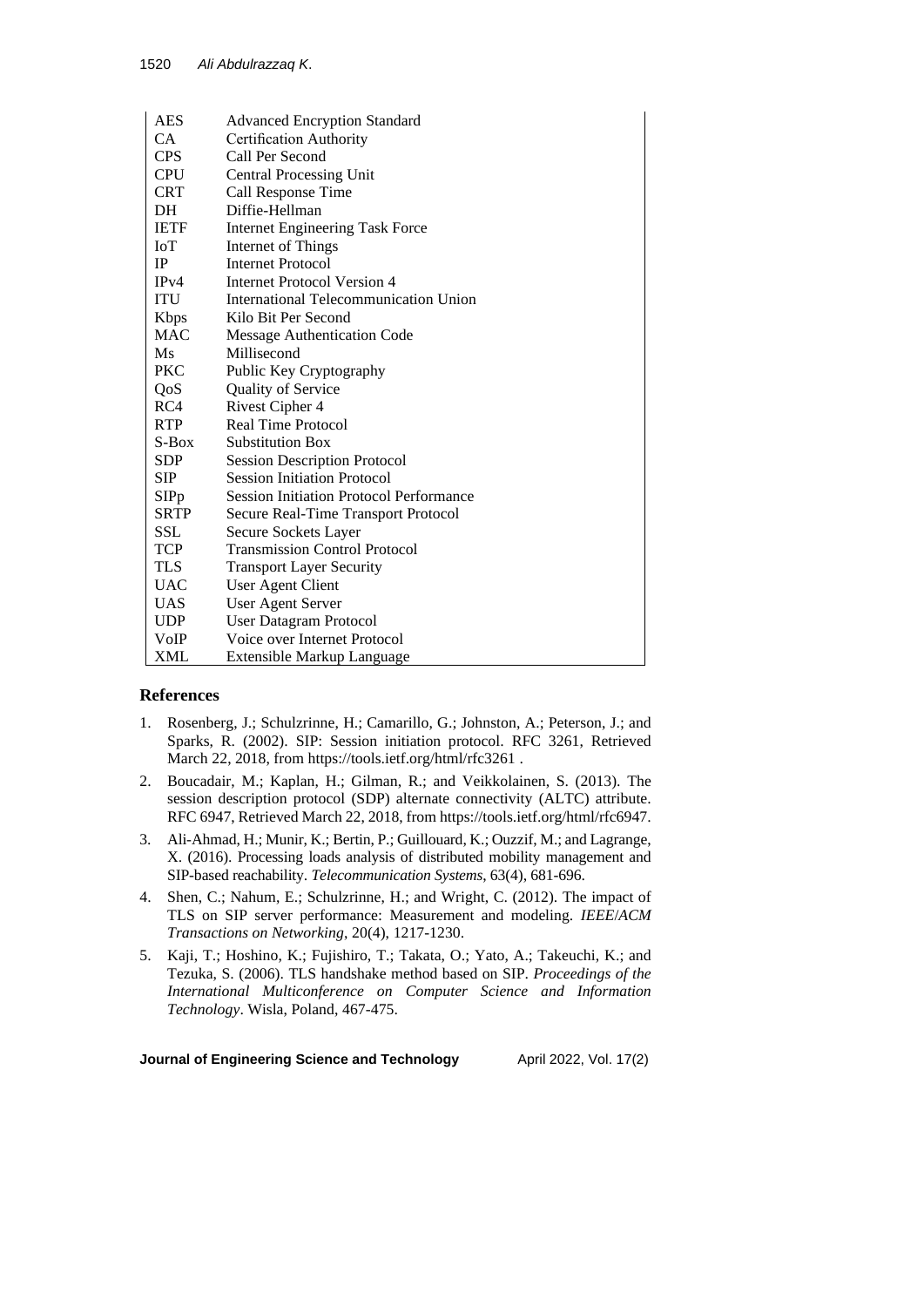| | |
|---|---|
| AES | Advanced Encryption Standard |
| CA | Certification Authority |
| CPS | Call Per Second |
| CPU | Central Processing Unit |
| CRT | Call Response Time |
| DH | Diffie-Hellman |
| IETF | Internet Engineering Task Force |
| IoT | Internet of Things |
| IP | Internet Protocol |
| IPv4 | Internet Protocol Version 4 |
| ITU | International Telecommunication Union |
| Kbps | Kilo Bit Per Second |
| MAC | Message Authentication Code |
| Ms | Millisecond |
| PKC | Public Key Cryptography |
| QoS | Quality of Service |
| RC4 | Rivest Cipher 4 |
| RTP | Real Time Protocol |
| S-Box | Substitution Box |
| SDP | Session Description Protocol |
| SIP | Session Initiation Protocol |
| SIPp | Session Initiation Protocol Performance |
| SRTP | Secure Real-Time Transport Protocol |
| SSL | Secure Sockets Layer |
| TCP | Transmission Control Protocol |
| TLS | Transport Layer Security |
| UAC | User Agent Client |
| UAS | User Agent Server |
| UDP | User Datagram Protocol |
| VoIP | Voice over Internet Protocol |
| XML | Extensible Markup Language |

## References

1. Rosenberg, J.; Schulzrinne, H.; Camarillo, G.; Johnston, A.; Peterson, J.; and Sparks, R. (2002). SIP: Session initiation protocol. RFC 3261, Retrieved March 22, 2018, from https://tools.ietf.org/html/rfc3261 .
2. Boucadair, M.; Kaplan, H.; Gilman, R.; and Veikkolainen, S. (2013). The session description protocol (SDP) alternate connectivity (ALTC) attribute. RFC 6947, Retrieved March 22, 2018, from https://tools.ietf.org/html/rfc6947.
3. Ali-Ahmad, H.; Munir, K.; Bertin, P.; Guillouard, K.; Ouzzif, M.; and Lagrange, X. (2016). Processing loads analysis of distributed mobility management and SIP-based reachability. *Telecommunication Systems*, 63(4), 681-696.
4. Shen, C.; Nahum, E.; Schulzrinne, H.; and Wright, C. (2012). The impact of TLS on SIP server performance: Measurement and modeling. *IEEE/ACM Transactions on Networking*, 20(4), 1217-1230.
5. Kaji, T.; Hoshino, K.; Fujishiro, T.; Takata, O.; Yato, A.; Takeuchi, K.; and Tezuka, S. (2006). TLS handshake method based on SIP. *Proceedings of the International Multiconference on Computer Science and Information Technology*. Wisla, Poland, 467-475.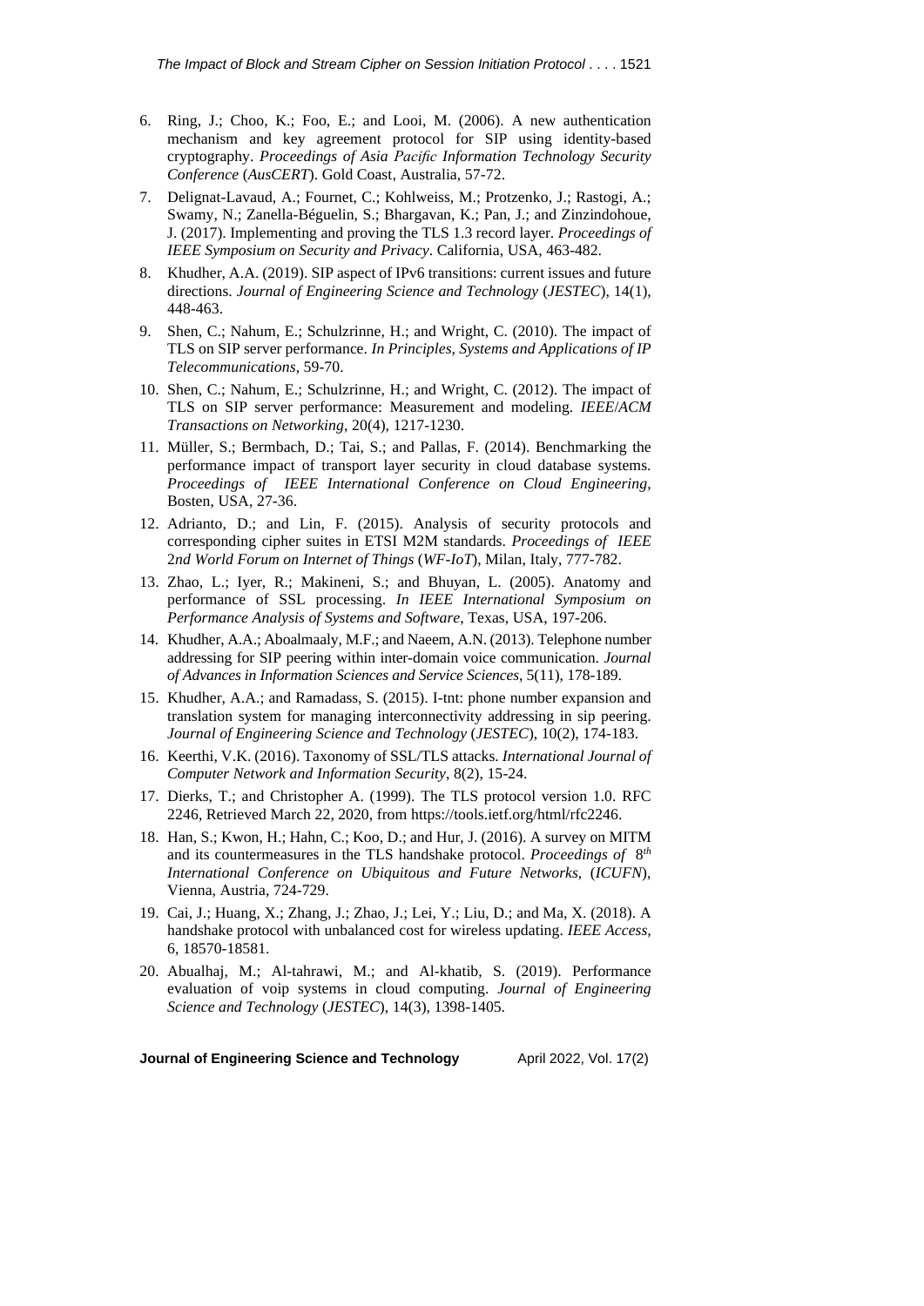6. Ring, J.; Choo, K.; Foo, E.; and Looi, M. (2006). A new authentication mechanism and key agreement protocol for SIP using identity-based cryptography. *Proceedings of Asia Pacific Information Technology Security Conference* (*AusCERT*). Gold Coast, Australia, 57-72.
7. Delignat-Lavaud, A.; Fournet, C.; Kohlweiss, M.; Protzenko, J.; Rastogi, A.; Swamy, N.; Zanella-Béguelin, S.; Bhargavan, K.; Pan, J.; and Zinzindohoue, J. (2017). Implementing and proving the TLS 1.3 record layer. *Proceedings of IEEE Symposium on Security and Privacy*. California, USA, 463-482.
8. Khudher, A.A. (2019). SIP aspect of IPv6 transitions: current issues and future directions. *Journal of Engineering Science and Technology* (*JESTEC*), 14(1), 448-463.
9. Shen, C.; Nahum, E.; Schulzrinne, H.; and Wright, C. (2010). The impact of TLS on SIP server performance. *In Principles, Systems and Applications of IP Telecommunications*, 59-70.
10. Shen, C.; Nahum, E.; Schulzrinne, H.; and Wright, C. (2012). The impact of TLS on SIP server performance: Measurement and modeling. *IEEE/ACM Transactions on Networking*, 20(4), 1217-1230.
11. Müller, S.; Bermbach, D.; Tai, S.; and Pallas, F. (2014). Benchmarking the performance impact of transport layer security in cloud database systems. *Proceedings of IEEE International Conference on Cloud Engineering*, Bosten, USA, 27-36.
12. Adrianto, D.; and Lin, F. (2015). Analysis of security protocols and corresponding cipher suites in ETSI M2M standards. *Proceedings of IEEE 2nd World Forum on Internet of Things* (*WF-IoT*), Milan, Italy, 777-782.
13. Zhao, L.; Iyer, R.; Makineni, S.; and Bhuyan, L. (2005). Anatomy and performance of SSL processing. *In IEEE International Symposium on Performance Analysis of Systems and Software*, Texas, USA, 197-206.
14. Khudher, A.A.; Aboalmaaly, M.F.; and Naeem, A.N. (2013). Telephone number addressing for SIP peering within inter-domain voice communication. *Journal of Advances in Information Sciences and Service Sciences*, 5(11), 178-189.
15. Khudher, A.A.; and Ramadass, S. (2015). I-tnt: phone number expansion and translation system for managing interconnectivity addressing in sip peering. *Journal of Engineering Science and Technology* (*JESTEC*), 10(2), 174-183.
16. Keerthi, V.K. (2016). Taxonomy of SSL/TLS attacks. *International Journal of Computer Network and Information Security*, 8(2), 15-24.
17. Dierks, T.; and Christopher A. (1999). The TLS protocol version 1.0. RFC 2246, Retrieved March 22, 2020, from https://tools.ietf.org/html/rfc2246.
18. Han, S.; Kwon, H.; Hahn, C.; Koo, D.; and Hur, J. (2016). A survey on MITM and its countermeasures in the TLS handshake protocol. *Proceedings of 8th International Conference on Ubiquitous and Future Networks*, (*ICUFN*), Vienna, Austria, 724-729.
19. Cai, J.; Huang, X.; Zhang, J.; Zhao, J.; Lei, Y.; Liu, D.; and Ma, X. (2018). A handshake protocol with unbalanced cost for wireless updating. *IEEE Access*, 6, 18570-18581.
20. Abualhaj, M.; Al-tahrawi, M.; and Al-khatib, S. (2019). Performance evaluation of voip systems in cloud computing. *Journal of Engineering Science and Technology* (*JESTEC*), 14(3), 1398-1405.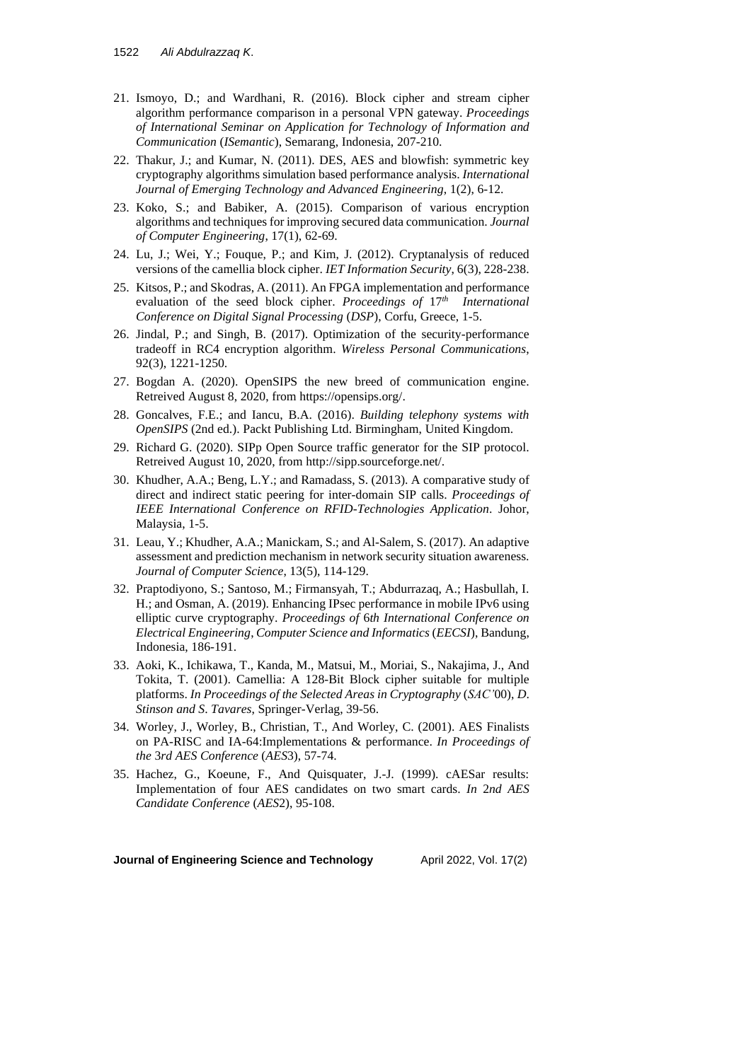21. Ismoyo, D.; and Wardhani, R. (2016). Block cipher and stream cipher algorithm performance comparison in a personal VPN gateway. *Proceedings of International Seminar on Application for Technology of Information and Communication* (*ISemantic*), Semarang, Indonesia, 207-210.

22. Thakur, J.; and Kumar, N. (2011). DES, AES and blowfish: symmetric key cryptography algorithms simulation based performance analysis. *International Journal of Emerging Technology and Advanced Engineering*, 1(2), 6-12.

23. Koko, S.; and Babiker, A. (2015). Comparison of various encryption algorithms and techniques for improving secured data communication. *Journal of Computer Engineering*, 17(1), 62-69.

24. Lu, J.; Wei, Y.; Fouque, P.; and Kim, J. (2012). Cryptanalysis of reduced versions of the camellia block cipher. *IET Information Security*, 6(3), 228-238.

25. Kitsos, P.; and Skodras, A. (2011). An FPGA implementation and performance evaluation of the seed block cipher. *Proceedings of* 17*th* *International Conference on Digital Signal Processing* (*DSP*), Corfu, Greece, 1-5.

26. Jindal, P.; and Singh, B. (2017). Optimization of the security-performance tradeoff in RC4 encryption algorithm. *Wireless Personal Communications*, 92(3), 1221-1250.

27. Bogdan A. (2020). OpenSIPS the new breed of communication engine. Retreived August 8, 2020, from https://opensips.org/.

28. Goncalves, F.E.; and Iancu, B.A. (2016). *Building telephony systems with OpenSIPS* (2nd ed.). Packt Publishing Ltd. Birmingham, United Kingdom.

29. Richard G. (2020). SIPp Open Source traffic generator for the SIP protocol. Retreived August 10, 2020, from http://sipp.sourceforge.net/.

30. Khudher, A.A.; Beng, L.Y.; and Ramadass, S. (2013). A comparative study of direct and indirect static peering for inter-domain SIP calls. *Proceedings of IEEE International Conference on RFID-Technologies Application*. Johor, Malaysia, 1-5.

31. Leau, Y.; Khudher, A.A.; Manickam, S.; and Al-Salem, S. (2017). An adaptive assessment and prediction mechanism in network security situation awareness. *Journal of Computer Science*, 13(5), 114-129.

32. Praptodiyono, S.; Santoso, M.; Firmansyah, T.; Abdurrazaq, A.; Hasbullah, I. H.; and Osman, A. (2019). Enhancing IPsec performance in mobile IPv6 using elliptic curve cryptography. *Proceedings of* 6*th International Conference on Electrical Engineering, Computer Science and Informatics* (*EECSI*), Bandung, Indonesia, 186-191.

33. Aoki, K., Ichikawa, T., Kanda, M., Matsui, M., Moriai, S., Nakajima, J., And Tokita, T. (2001). Camellia: A 128-Bit Block cipher suitable for multiple platforms. *In Proceedings of the Selected Areas in Cryptography* (*SAC'*00), *D. Stinson and S. Tavares*, Springer-Verlag, 39-56.

34. Worley, J., Worley, B., Christian, T., And Worley, C. (2001). AES Finalists on PA-RISC and IA-64:Implementations & performance. *In Proceedings of the* 3*rd AES Conference* (*AES*3), 57-74.

35. Hachez, G., Koeune, F., And Quisquater, J.-J. (1999). cAESar results: Implementation of four AES candidates on two smart cards. *In* 2*nd AES Candidate Conference* (*AES*2), 95-108.